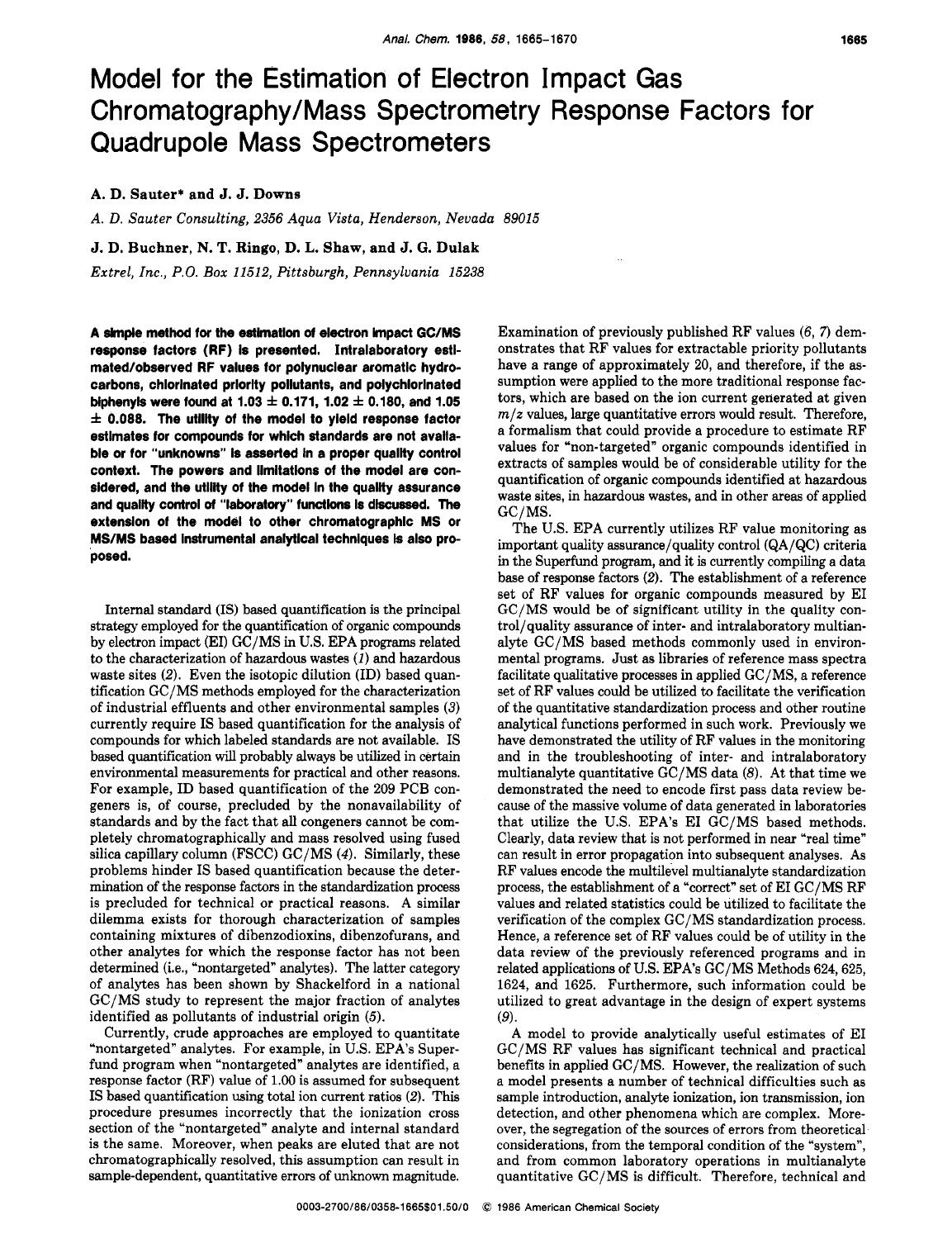# Model for the Estimation of Electron Impact Gas Chromatography/Mass Spectrometry Response Factors for Quadrupole Mass Spectrometers

**A. D. Sauter\* and J. J. Downs**

*A. D. Sauter Consulting, 2356 Aqua Vista, Henderson, Nevada 89015*

**J. D. Buchner, N. T. Ringo, D. L. Shaw, and J. G. Dulak**

*Extrel, Inc., P.O. Box 11512, Pittsburgh, Pennsylvania 15238*

**A simple method for the estimation of electron impact GC/MS response factors (RF) is presented. Intralaboratory estimated/observed RF values for polynuclear aromatic hydrocarbons, chlorinated priority pollutants, and polychlorinated biphenyls were found at 1.03 ± 0.171, 1.02 ± 0.180, and 1.05 ± 0.088. The utility of the model to yield response factor estimates for compounds for which standards are not available or for "unknowns" is asserted in a proper quality control context. The powers and limitations of the model are considered, and the utility of the model in the quality assurance and quality control of "laboratory" functions is discussed. The extension of the model to other chromatographic MS or MS/MS based instrumental analytical techniques is also proposed.**

Internal standard (IS) based quantification is the principal strategy employed for the quantification of organic compounds by electron impact (EI) GC/MS in U.S. EPA programs related to the characterization of hazardous wastes (*1*) and hazardous waste sites (*2*). Even the isotopic dilution (ID) based quantification GC/MS methods employed for the characterization of industrial effluents and other environmental samples (*3*) currently require IS based quantification for the analysis of compounds for which labeled standards are not available. IS based quantification will probably always be utilized in certain environmental measurements for practical and other reasons. For example, ID based quantification of the 209 PCB congeners is, of course, precluded by the nonavailability of standards and by the fact that all congeners cannot be completely chromatographically and mass resolved using fused silica capillary column (FSCC) GC/MS (*4*). Similarly, these problems hinder IS based quantification because the determination of the response factors in the standardization process is precluded for technical or practical reasons. A similar dilemma exists for thorough characterization of samples containing mixtures of dibenzodioxins, dibenzofurans, and other analytes for which the response factor has not been determined (i.e., "nontargeted" analytes). The latter category of analytes has been shown by Shackelford in a national GC/MS study to represent the major fraction of analytes identified as pollutants of industrial origin (*5*).

Currently, crude approaches are employed to quantitate "nontargeted" analytes. For example, in U.S. EPA's Superfund program when "nontargeted" analytes are identified, a response factor (RF) value of 1.00 is assumed for subsequent IS based quantification using total ion current ratios (*2*). This procedure presumes incorrectly that the ionization cross section of the "nontargeted" analyte and internal standard is the same. Moreover, when peaks are eluted that are not chromatographically resolved, this assumption can result in sample-dependent, quantitative errors of unknown magnitude. Examination of previously published RF values (*6, 7*) demonstrates that RF values for extractable priority pollutants have a range of approximately 20, and therefore, if the assumption were applied to the more traditional response factors, which are based on the ion current generated at given $m/z$ values, large quantitative errors would result. Therefore, a formalism that could provide a procedure to estimate RF values for "non-targeted" organic compounds identified in extracts of samples would be of considerable utility for the quantification of organic compounds identified at hazardous waste sites, in hazardous wastes, and in other areas of applied GC/MS.

The U.S. EPA currently utilizes RF value monitoring as important quality assurance/quality control (QA/QC) criteria in the Superfund program, and it is currently compiling a data base of response factors (*2*). The establishment of a reference set of RF values for organic compounds measured by EI GC/MS would be of significant utility in the quality control/quality assurance of inter- and intralaboratory multianalyte GC/MS based methods commonly used in environmental programs. Just as libraries of reference mass spectra facilitate qualitative processes in applied GC/MS, a reference set of RF values could be utilized to facilitate the verification of the quantitative standardization process and other routine analytical functions performed in such work. Previously we have demonstrated the utility of RF values in the monitoring and in the troubleshooting of inter- and intralaboratory multianalyte quantitative GC/MS data (*8*). At that time we demonstrated the need to encode first pass data review because of the massive volume of data generated in laboratories that utilize the U.S. EPA's EI GC/MS based methods. Clearly, data review that is not performed in near "real time" can result in error propagation into subsequent analyses. As RF values encode the multilevel multianalyte standardization process, the establishment of a "correct" set of EI GC/MS RF values and related statistics could be utilized to facilitate the verification of the complex GC/MS standardization process. Hence, a reference set of RF values could be of utility in the data review of the previously referenced programs and in related applications of U.S. EPA's GC/MS Methods 624, 625, 1624, and 1625. Furthermore, such information could be utilized to great advantage in the design of expert systems (*9*).

A model to provide analytically useful estimates of EI GC/MS RF values has significant technical and practical benefits in applied GC/MS. However, the realization of such a model presents a number of technical difficulties such as sample introduction, analyte ionization, ion transmission, ion detection, and other phenomena which are complex. Moreover, the segregation of the sources of errors from theoretical considerations, from the temporal condition of the "system", and from common laboratory operations in multianalyte quantitative GC/MS is difficult. Therefore, technical and

0003-2700/86/0358-1665$01.50/0 © 1986 American Chemical Society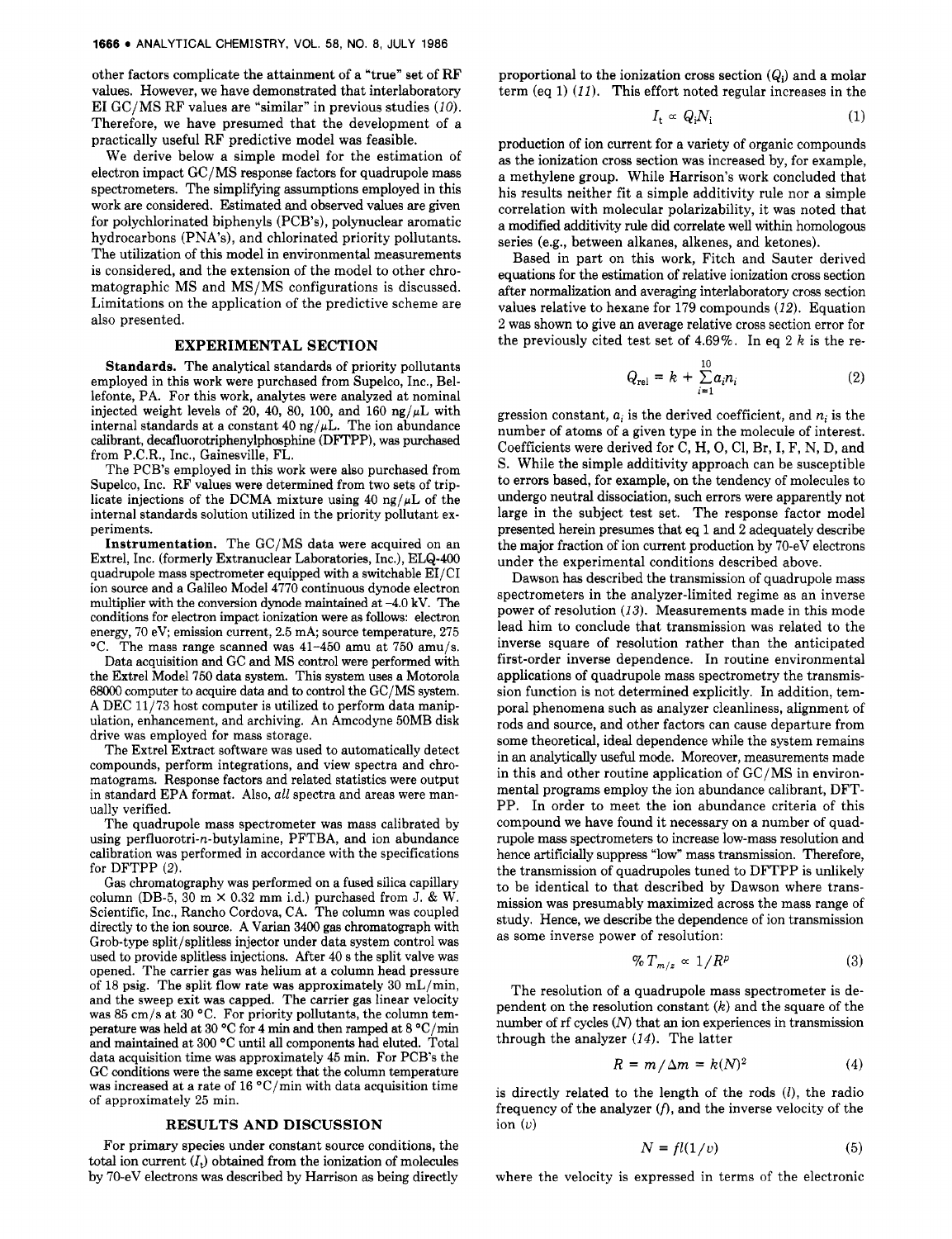other factors complicate the attainment of a "true" set of RF values. However, we have demonstrated that interlaboratory EI GC/MS RF values are "similar" in previous studies (10). Therefore, we have presumed that the development of a practically useful RF predictive model was feasible.

We derive below a simple model for the estimation of electron impact GC/MS response factors for quadrupole mass spectrometers. The simplifying assumptions employed in this work are considered. Estimated and observed values are given for polychlorinated biphenyls (PCB's), polynuclear aromatic hydrocarbons (PNA's), and chlorinated priority pollutants. The utilization of this model in environmental measurements is considered, and the extension of the model to other chromatographic MS and MS/MS configurations is discussed. Limitations on the application of the predictive scheme are also presented.

## EXPERIMENTAL SECTION

**Standards.** The analytical standards of priority pollutants employed in this work were purchased from Supelco, Inc., Bellefonte, PA. For this work, analytes were analyzed at nominal injected weight levels of 20, 40, 80, 100, and 160 ng/μL with internal standards at a constant 40 ng/μL. The ion abundance calibrant, decafluorotriphenylphosphine (DFTPP), was purchased from P.C.R., Inc., Gainesville, FL.

The PCB's employed in this work were also purchased from Supelco, Inc. RF values were determined from two sets of triplicate injections of the DCMA mixture using 40 ng/μL of the internal standards solution utilized in the priority pollutant experiments.

**Instrumentation.** The GC/MS data were acquired on an Extrel, Inc. (formerly Extranuclear Laboratories, Inc.), ELQ-400 quadrupole mass spectrometer equipped with a switchable EI/CI ion source and a Galileo Model 4770 continuous dynode electron multiplier with the conversion dynode maintained at −4.0 kV. The conditions for electron impact ionization were as follows: electron energy, 70 eV; emission current, 2.5 mA; source temperature, 275 °C. The mass range scanned was 41–450 amu at 750 amu/s.

Data acquisition and GC and MS control were performed with the Extrel Model 750 data system. This system uses a Motorola 68000 computer to acquire data and to control the GC/MS system. A DEC 11/73 host computer is utilized to perform data manipulation, enhancement, and archiving. An Amcodyne 50MB disk drive was employed for mass storage.

The Extrel Extract software was used to automatically detect compounds, perform integrations, and view spectra and chromatograms. Response factors and related statistics were output in standard EPA format. Also, *all* spectra and areas were manually verified.

The quadrupole mass spectrometer was mass calibrated by using perfluorotri-*n*-butylamine, PFTBA, and ion abundance calibration was performed in accordance with the specifications for DFTPP (2).

Gas chromatography was performed on a fused silica capillary column (DB-5, 30 m × 0.32 mm i.d.) purchased from J. & W. Scientific, Inc., Rancho Cordova, CA. The column was coupled directly to the ion source. A Varian 3400 gas chromatograph with Grob-type split/splitless injector under data system control was used to provide splitless injections. After 40 s the split valve was opened. The carrier gas was helium at a column head pressure of 18 psig. The split flow rate was approximately 30 mL/min, and the sweep exit was capped. The carrier gas linear velocity was 85 cm/s at 30 °C. For priority pollutants, the column temperature was held at 30 °C for 4 min and then ramped at 8 °C/min and maintained at 300 °C until all components had eluted. Total data acquisition time was approximately 45 min. For PCB's the GC conditions were the same except that the column temperature was increased at a rate of 16 °C/min with data acquisition time of approximately 25 min.

## RESULTS AND DISCUSSION

For primary species under constant source conditions, the total ion current ($I_t$) obtained from the ionization of molecules by 70-eV electrons was described by Harrison as being directly proportional to the ionization cross section ($Q_i$) and a molar term (eq 1) (11). This effort noted regular increases in the

$$I_t \propto Q_i N_i \qquad (1)$$

production of ion current for a variety of organic compounds as the ionization cross section was increased by, for example, a methylene group. While Harrison's work concluded that his results neither fit a simple additivity rule nor a simple correlation with molecular polarizability, it was noted that a modified additivity rule did correlate well within homologous series (e.g., between alkanes, alkenes, and ketones).

Based in part on this work, Fitch and Sauter derived equations for the estimation of relative ionization cross section after normalization and averaging interlaboratory cross section values relative to hexane for 179 compounds (12). Equation 2 was shown to give an average relative cross section error for the previously cited test set of 4.69%. In eq 2 $k$ is the re-

$$Q_{rel} = k + \sum_{i=1}^{10} a_i n_i \qquad (2)$$

gression constant, $a_i$ is the derived coefficient, and $n_i$ is the number of atoms of a given type in the molecule of interest. Coefficients were derived for C, H, O, Cl, Br, I, F, N, D, and S. While the simple additivity approach can be susceptible to errors based, for example, on the tendency of molecules to undergo neutral dissociation, such errors were apparently not large in the subject test set. The response factor model presented herein presumes that eq 1 and 2 adequately describe the major fraction of ion current production by 70-eV electrons under the experimental conditions described above.

Dawson has described the transmission of quadrupole mass spectrometers in the analyzer-limited regime as an inverse power of resolution (13). Measurements made in this mode lead him to conclude that transmission was related to the inverse square of resolution rather than the anticipated first-order inverse dependence. In routine environmental applications of quadrupole mass spectrometry the transmission function is not determined explicitly. In addition, temporal phenomena such as analyzer cleanliness, alignment of rods and source, and other factors can cause departure from some theoretical, ideal dependence while the system remains in an analytically useful mode. Moreover, measurements made in this and other routine application of GC/MS in environmental programs employ the ion abundance calibrant, DFTPP. In order to meet the ion abundance criteria of this compound we have found it necessary on a number of quadrupole mass spectrometers to increase low-mass resolution and hence artificially suppress "low" mass transmission. Therefore, the transmission of quadrupoles tuned to DFTPP is unlikely to be identical to that described by Dawson where transmission was presumably maximized across the mass range of study. Hence, we describe the dependence of ion transmission as some inverse power of resolution:

$$\% T_{m/z} \propto 1/R^p \qquad (3)$$

The resolution of a quadrupole mass spectrometer is dependent on the resolution constant ($k$) and the square of the number of rf cycles ($N$) that an ion experiences in transmission through the analyzer (14). The latter

$$R = m/\Delta m = k(N)^2 \qquad (4)$$

is directly related to the length of the rods ($l$), the radio frequency of the analyzer ($f$), and the inverse velocity of the ion ($v$)

$$N = fl(1/v) \qquad (5)$$

where the velocity is expressed in terms of the electronic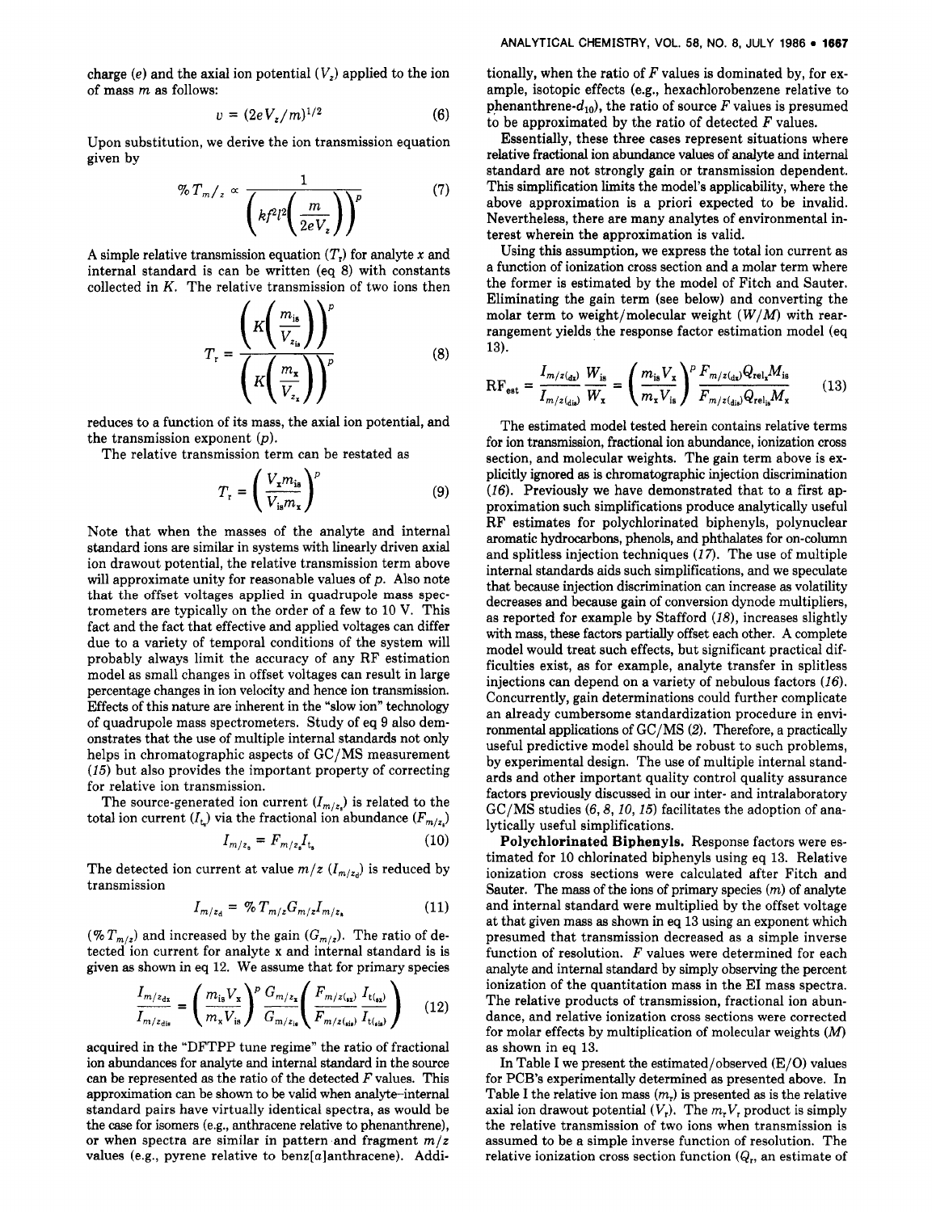charge ($e$) and the axial ion potential ($V_z$) applied to the ion of mass $m$ as follows:

$$v = (2eV_z/m)^{1/2} \tag{6}$$

Upon substitution, we derive the ion transmission equation given by

$$\% T_{m/z} \propto \frac{1}{\left(kf^2l^2\left(\frac{m}{2eV_z}\right)\right)^p} \tag{7}$$

A simple relative transmission equation ($T_r$) for analyte $x$ and internal standard is can be written (eq 8) with constants collected in $K$. The relative transmission of two ions then

$$T_r = \frac{\left(K\left(\frac{m_{is}}{V_{z_{is}}}\right)\right)^p}{\left(K\left(\frac{m_x}{V_{z_x}}\right)\right)^p} \tag{8}$$

reduces to a function of its mass, the axial ion potential, and the transmission exponent ($p$).

The relative transmission term can be restated as

$$T_r = \left(\frac{V_x m_{is}}{V_{is} m_x}\right)^p \tag{9}$$

Note that when the masses of the analyte and internal standard ions are similar in systems with linearly driven axial ion drawout potential, the relative transmission term above will approximate unity for reasonable values of $p$. Also note that the offset voltages applied in quadrupole mass spectrometers are typically on the order of a few to 10 V. This fact and the fact that effective and applied voltages can differ due to a variety of temporal conditions of the system will probably always limit the accuracy of any RF estimation model as small changes in offset voltages can result in large percentage changes in ion velocity and hence ion transmission. Effects of this nature are inherent in the "slow ion" technology of quadrupole mass spectrometers. Study of eq 9 also demonstrates that the use of multiple internal standards not only helps in chromatographic aspects of GC/MS measurement (15) but also provides the important property of correcting for relative ion transmission.

The source-generated ion current ($I_{m/z_s}$) is related to the total ion current ($I_{t_s}$) via the fractional ion abundance ($F_{m/z_s}$)

$$I_{m/z_s} = F_{m/z_s} I_{t_s} \tag{10}$$

The detected ion current at value $m/z$ ($I_{m/z_d}$) is reduced by transmission

$$I_{m/z_d} = \% T_{m/z} G_{m/z} I_{m/z_s} \tag{11}$$

($\% T_{m/z}$) and increased by the gain ($G_{m/z}$). The ratio of detected ion current for analyte x and internal standard is is given as shown in eq 12. We assume that for primary species

$$\frac{I_{m/z_{dx}}}{I_{m/z_{dis}}} = \left(\frac{m_{is}V_x}{m_x V_{is}}\right)^p \frac{G_{m/z_x}}{G_{m/z_{is}}} \left(\frac{F_{m/z_{(sx)}}}{F_{m/z_{(sis)}}} \frac{I_{t_{(sx)}}}{I_{t_{(sis)}}}\right) \tag{12}$$

acquired in the "DFTPP tune regime" the ratio of fractional ion abundances for analyte and internal standard in the source can be represented as the ratio of the detected $F$ values. This approximation can be shown to be valid when analyte–internal standard pairs have virtually identical spectra, as would be the case for isomers (e.g., anthracene relative to phenanthrene), or when spectra are similar in pattern and fragment $m/z$ values (e.g., pyrene relative to benz[a]anthracene). Additionally, when the ratio of $F$ values is dominated by, for example, isotopic effects (e.g., hexachlorobenzene relative to phenanthrene-$d_{10}$), the ratio of source $F$ values is presumed to be approximated by the ratio of detected $F$ values.

Essentially, these three cases represent situations where relative fractional ion abundance values of analyte and internal standard are not strongly gain or transmission dependent. This simplification limits the model's applicability, where the above approximation is a priori expected to be invalid. Nevertheless, there are many analytes of environmental interest wherein the approximation is valid.

Using this assumption, we express the total ion current as a function of ionization cross section and a molar term where the former is estimated by the model of Fitch and Sauter. Eliminating the gain term (see below) and converting the molar term to weight/molecular weight ($W/M$) with rearrangement yields the response factor estimation model (eq 13).

$$\text{RF}_{\text{est}} = \frac{I_{m/z_{(dx)}}}{I_{m/z_{(dis)}}} \frac{W_{is}}{W_x} = \left(\frac{m_{is}V_x}{m_x V_{is}}\right)^p \frac{F_{m/z_{(dx)}} Q_{\text{rel}_x} M_{is}}{F_{m/z_{(dis)}} Q_{\text{rel}_{is}} M_x} \tag{13}$$

The estimated model tested herein contains relative terms for ion transmission, fractional ion abundance, ionization cross section, and molecular weights. The gain term above is explicitly ignored as is chromatographic injection discrimination (16). Previously we have demonstrated that to a first approximation such simplifications produce analytically useful RF estimates for polychlorinated biphenyls, polynuclear aromatic hydrocarbons, phenols, and phthalates for on-column and splitless injection techniques (17). The use of multiple internal standards aids such simplifications, and we speculate that because injection discrimination can increase as volatility decreases and because gain of conversion dynode multipliers, as reported for example by Stafford (18), increases slightly with mass, these factors partially offset each other. A complete model would treat such effects, but significant practical difficulties exist, as for example, analyte transfer in splitless injections can depend on a variety of nebulous factors (16). Concurrently, gain determinations could further complicate an already cumbersome standardization procedure in environmental applications of GC/MS (2). Therefore, a practically useful predictive model should be robust to such problems, by experimental design. The use of multiple internal standards and other important quality control quality assurance factors previously discussed in our inter- and intralaboratory GC/MS studies (6, 8, 10, 15) facilitates the adoption of analytically useful simplifications.

**Polychlorinated Biphenyls.** Response factors were estimated for 10 chlorinated biphenyls using eq 13. Relative ionization cross sections were calculated after Fitch and Sauter. The mass of the ions of primary species ($m$) of analyte and internal standard were multiplied by the offset voltage at that given mass as shown in eq 13 using an exponent which presumed that transmission decreased as a simple inverse function of resolution. $F$ values were determined for each analyte and internal standard by simply observing the percent ionization of the quantitation mass in the EI mass spectra. The relative products of transmission, fractional ion abundance, and relative ionization cross sections were corrected for molar effects by multiplication of molecular weights ($M$) as shown in eq 13.

In Table I we present the estimated/observed (E/O) values for PCB's experimentally determined as presented above. In Table I the relative ion mass ($m_r$) is presented as is the relative axial ion drawout potential ($V_r$). The $m_rV_r$ product is simply the relative transmission of two ions when transmission is assumed to be a simple inverse function of resolution. The relative ionization cross section function ($Q_r$, an estimate of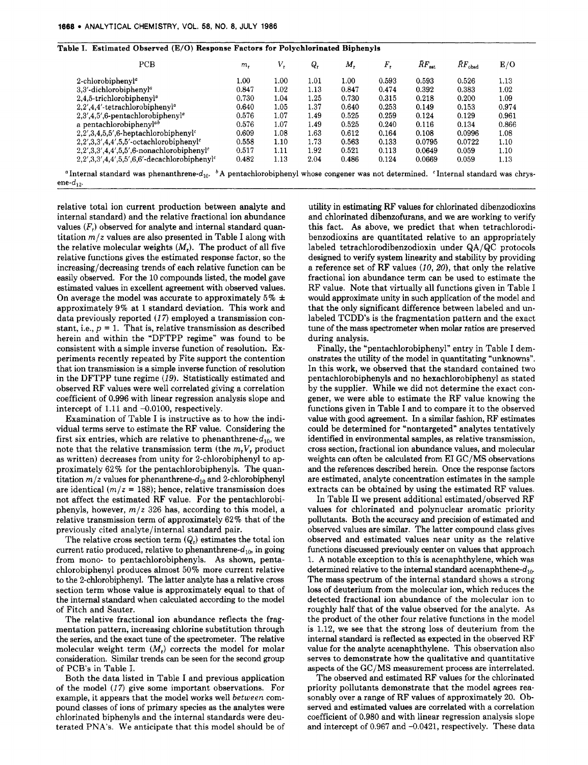**Table I. Estimated Observed (E/O) Response Factors for Polychlorinated Biphenyls**

| PCB | $m_r$ | $V_r$ | $Q_r$ | $M_r$ | $F_r$ | $\bar{R}F_{est}$ | $\bar{R}F_{obsd}$ | E/O |
|---|---|---|---|---|---|---|---|---|
| 2-chlorobiphenyl[a] | 1.00 | 1.00 | 1.01 | 1.00 | 0.593 | 0.593 | 0.526 | 1.13 |
| 3,3′-dichlorobiphenyl[a] | 0.847 | 1.02 | 1.13 | 0.847 | 0.474 | 0.392 | 0.383 | 1.02 |
| 2,4,5-trichlorobiphenyl[a] | 0.730 | 1.04 | 1.25 | 0.730 | 0.315 | 0.218 | 0.200 | 1.09 |
| 2,2′,4,4′-tetrachlorobiphenyl[a] | 0.640 | 1.05 | 1.37 | 0.640 | 0.253 | 0.149 | 0.153 | 0.974 |
| 2,3′,4,5′,6-pentachlorobiphenyl[a] | 0.576 | 1.07 | 1.49 | 0.525 | 0.259 | 0.124 | 0.129 | 0.961 |
| a pentachlorobiphenyl[a,b] | 0.576 | 1.07 | 1.49 | 0.525 | 0.240 | 0.116 | 0.134 | 0.866 |
| 2,2′,3,4,5,5′,6-heptachlorobiphenyl[c] | 0.609 | 1.08 | 1.63 | 0.612 | 0.164 | 0.108 | 0.0996 | 1.08 |
| 2,2′,3,3′,4,4′,5,5′-octachlorobiphenyl[c] | 0.558 | 1.10 | 1.73 | 0.563 | 0.133 | 0.0795 | 0.0722 | 1.10 |
| 2,2′,3,3′,4,4′,5,5′,6-nonachlorobiphenyl[c] | 0.517 | 1.11 | 1.92 | 0.521 | 0.113 | 0.0649 | 0.059 | 1.10 |
| 2,2′,3,3′,4,4′,5,5′,6,6′-decachlorobiphenyl[c] | 0.482 | 1.13 | 2.04 | 0.486 | 0.124 | 0.0669 | 0.059 | 1.13 |

[a] Internal standard was phenanthrene-$d_{10}$. [b] A pentachlorobiphenyl whose congener was not determined. [c] Internal standard was chrysene-$d_{12}$.

relative total ion current production between analyte and internal standard) and the relative fractional ion abundance values ($F_r$) observed for analyte and internal standard quantitation $m/z$ values are also presented in Table I along with the relative molecular weights ($M_r$). The product of all five relative functions gives the estimated response factor, so the increasing/decreasing trends of each relative function can be easily observed. For the 10 compounds listed, the model gave estimated values in excellent agreement with observed values. On average the model was accurate to approximately 5% ± approximately 9% at 1 standard deviation. This work and data previously reported (*17*) employed a transmission constant, i.e., $p = 1$. That is, relative transmission as described herein and within the "DFTPP regime" was found to be consistent with a simple inverse function of resolution. Experiments recently repeated by Fite support the contention that ion transmission is a simple inverse function of resolution in the DFTPP tune regime (*19*). Statistically estimated and observed RF values were well correlated giving a correlation coefficient of 0.996 with linear regression analysis slope and intercept of 1.11 and −0.0100, respectively.

Examination of Table I is instructive as to how the individual terms serve to estimate the RF value. Considering the first six entries, which are relative to phenanthrene-$d_{10}$, we note that the relative transmission term (the $m_rV_r$ product as written) decreases from unity for 2-chlorobiphenyl to approximately 62% for the pentachlorobiphenyls. The quantitation $m/z$ values for phenanthrene-$d_{10}$ and 2-chlorobiphenyl are identical ($m/z$ = 188); hence, relative transmission does not affect the estimated RF value. For the pentachlorobiphenyls, however, $m/z$ 326 has, according to this model, a relative transmission term of approximately 62% that of the previously cited analyte/internal standard pair.

The relative cross section term ($Q_r$) estimates the total ion current ratio produced, relative to phenanthrene-$d_{10}$, in going from mono- to pentachlorobiphenyls. As shown, pentachlorobiphenyl produces almost 50% more current relative to the 2-chlorobiphenyl. The latter analyte has a relative cross section term whose value is approximately equal to that of the internal standard when calculated according to the model of Fitch and Sauter.

The relative fractional ion abundance reflects the fragmentation pattern, increasing chlorine substitution through the series, and the exact tune of the spectrometer. The relative molecular weight term ($M_r$) corrects the model for molar consideration. Similar trends can be seen for the second group of PCB's in Table I.

Both the data listed in Table I and previous application of the model (*17*) give some important observations. For example, it appears that the model works well *between* compound classes of ions of primary species as the analytes were chlorinated biphenyls and the internal standards were deuterated PNA's. We anticipate that this model should be of utility in estimating RF values for chlorinated dibenzodioxins and chlorinated dibenzofurans, and we are working to verify this fact. As above, we predict that when tetrachlorodibenzodioxins are quantitated relative to an appropriately labeled tetrachlorodibenzodioxin under QA/QC protocols designed to verify system linearity and stability by providing a reference set of RF values (*10, 20*), that only the relative fractional ion abundance term can be used to estimate the RF value. Note that virtually all functions given in Table I would approximate unity in such application of the model and that the only significant difference between labeled and unlabeled TCDD's is the fragmentation pattern and the exact tune of the mass spectrometer when molar ratios are preserved during analysis.

Finally, the "pentachlorobiphenyl" entry in Table I demonstrates the utility of the model in quantitating "unknowns". In this work, we observed that the standard contained two pentachlorobiphenyls and no hexachlorobiphenyl as stated by the supplier. While we did not determine the exact congener, we were able to estimate the RF value knowing the functions given in Table I and to compare it to the observed value with good agreement. In a similar fashion, RF estimates could be determined for "nontargeted" analytes tentatively identified in environmental samples, as relative transmission, cross section, fractional ion abundance values, and molecular weights can often be calculated from EI GC/MS observations and the references described herein. Once the response factors are estimated, analyte concentration estimates in the sample extracts can be obtained by using the estimated RF values.

In Table II we present additional estimated/observed RF values for chlorinated and polynuclear aromatic priority pollutants. Both the accuracy and precision of estimated and observed values are similar. The latter compound class gives observed and estimated values near unity as the relative functions discussed previously center on values that approach 1. A notable exception to this is acenaphthylene, which was determined relative to the internal standard acenaphthene-$d_{10}$. The mass spectrum of the internal standard shows a strong loss of deuterium from the molecular ion, which reduces the detected fractional ion abundance of the molecular ion to roughly half that of the value observed for the analyte. As the product of the other four relative functions in the model is 1.12, we see that the strong loss of deuterium from the internal standard is reflected as expected in the observed RF value for the analyte acenaphthylene. This observation also serves to demonstrate how the qualitative and quantitative aspects of the GC/MS measurement process are interrelated.

The observed and estimated RF values for the chlorinated priority pollutants demonstrate that the model agrees reasonably over a range of RF values of approximately 20. Observed and estimated values are correlated with a correlation coefficient of 0.980 and with linear regression analysis slope and intercept of 0.967 and −0.0421, respectively. These data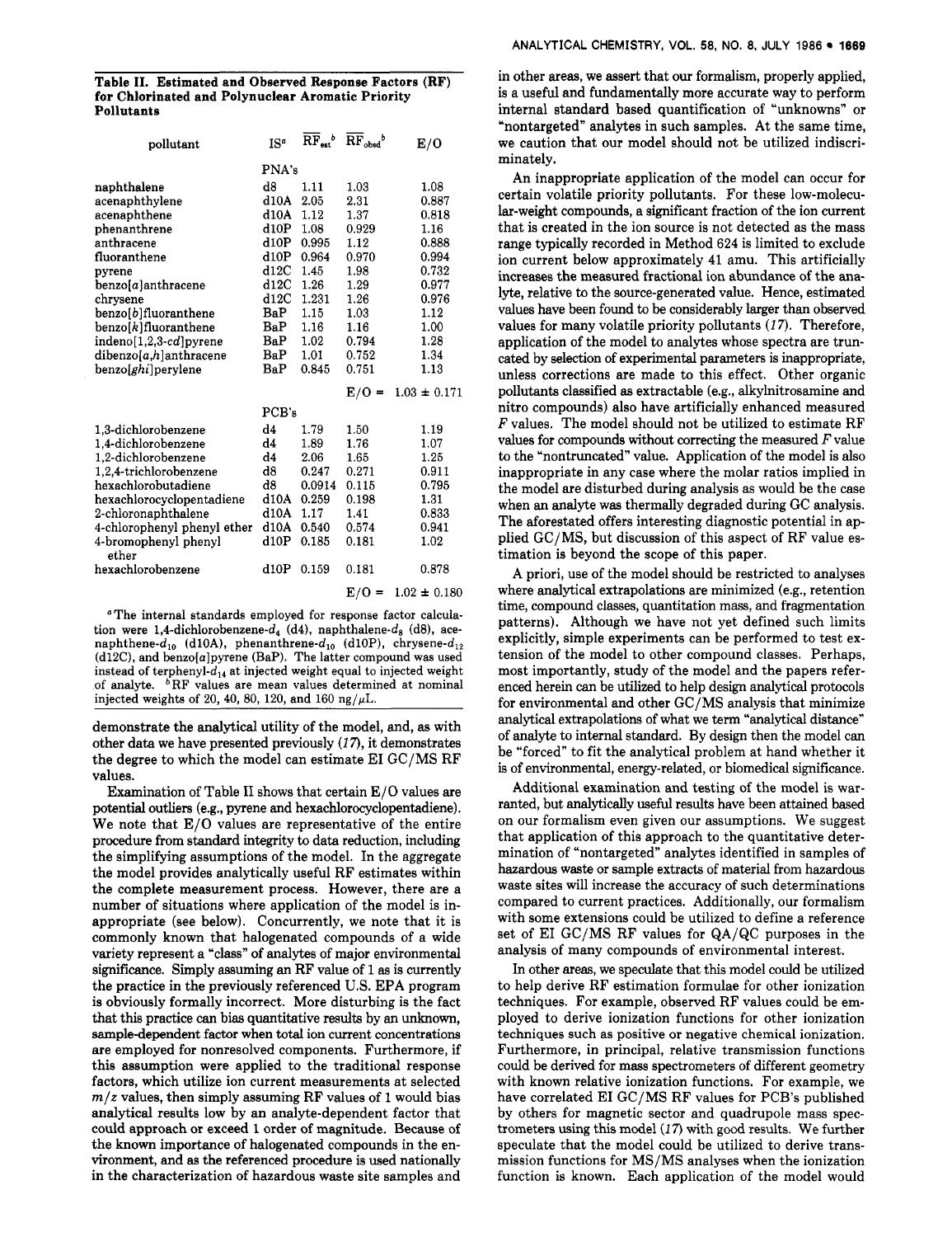**Table II. Estimated and Observed Response Factors (RF) for Chlorinated and Polynuclear Aromatic Priority Pollutants**

| pollutant | IS[a] | $\overline{RF}_{est}$[b] | $\overline{RF}_{obsd}$[b] | E/O |
|---|---|---|---|---|
| | PNA's | | | |
| naphthalene | d8 | 1.11 | 1.03 | 1.08 |
| acenaphthylene | d10A | 2.05 | 2.31 | 0.887 |
| acenaphthene | d10A | 1.12 | 1.37 | 0.818 |
| phenanthrene | d10P | 1.08 | 0.929 | 1.16 |
| anthracene | d10P | 0.995 | 1.12 | 0.888 |
| fluoranthene | d10P | 0.964 | 0.970 | 0.994 |
| pyrene | d12C | 1.45 | 1.98 | 0.732 |
| benzo[a]anthracene | d12C | 1.26 | 1.29 | 0.977 |
| chrysene | d12C | 1.231 | 1.26 | 0.976 |
| benzo[b]fluoranthene | BaP | 1.15 | 1.03 | 1.12 |
| benzo[k]fluoranthene | BaP | 1.16 | 1.16 | 1.00 |
| indeno[1,2,3-cd]pyrene | BaP | 1.02 | 0.794 | 1.28 |
| dibenzo[a,h]anthracene | BaP | 1.01 | 0.752 | 1.34 |
| benzo[ghi]perylene | BaP | 0.845 | 0.751 | 1.13 |
| | | | E/O = | 1.03 ± 0.171 |
| | PCB's | | | |
| 1,3-dichlorobenzene | d4 | 1.79 | 1.50 | 1.19 |
| 1,4-dichlorobenzene | d4 | 1.89 | 1.76 | 1.07 |
| 1,2-dichlorobenzene | d4 | 2.06 | 1.65 | 1.25 |
| 1,2,4-trichlorobenzene | d8 | 0.247 | 0.271 | 0.911 |
| hexachlorobutadiene | d8 | 0.0914 | 0.115 | 0.795 |
| hexachlorocyclopentadiene | d10A | 0.259 | 0.198 | 1.31 |
| 2-chloronaphthalene | d10A | 1.17 | 1.41 | 0.833 |
| 4-chlorophenyl phenyl ether | d10A | 0.540 | 0.574 | 0.941 |
| 4-bromophenyl phenyl ether | d10P | 0.185 | 0.181 | 1.02 |
| hexachlorobenzene | d10P | 0.159 | 0.181 | 0.878 |
| | | | E/O = | 1.02 ± 0.180 |

[a] The internal standards employed for response factor calculation were 1,4-dichlorobenzene-$d_4$ (d4), naphthalene-$d_8$ (d8), acenaphthene-$d_{10}$ (d10A), phenanthrene-$d_{10}$ (d10P), chrysene-$d_{12}$ (d12C), and benzo[a]pyrene (BaP). The latter compound was used instead of terphenyl-$d_{14}$ at injected weight equal to injected weight of analyte. [b] RF values are mean values determined at nominal injected weights of 20, 40, 80, 120, and 160 ng/μL.

demonstrate the analytical utility of the model, and, as with other data we have presented previously (17), it demonstrates the degree to which the model can estimate EI GC/MS RF values.

Examination of Table II shows that certain E/O values are potential outliers (e.g., pyrene and hexachlorocyclopentadiene). We note that E/O values are representative of the entire procedure from standard integrity to data reduction, including the simplifying assumptions of the model. In the aggregate the model provides analytically useful RF estimates within the complete measurement process. However, there are a number of situations where application of the model is inappropriate (see below). Concurrently, we note that it is commonly known that halogenated compounds of a wide variety represent a "class" of analytes of major environmental significance. Simply assuming an RF value of 1 as is currently the practice in the previously referenced U.S. EPA program is obviously formally incorrect. More disturbing is the fact that this practice can bias quantitative results by an unknown, sample-dependent factor when total ion current concentrations are employed for nonresolved components. Furthermore, if this assumption were applied to the traditional response factors, which utilize ion current measurements at selected $m/z$ values, then simply assuming RF values of 1 would bias analytical results low by an analyte-dependent factor that could approach or exceed 1 order of magnitude. Because of the known importance of halogenated compounds in the environment, and as the referenced procedure is used nationally in the characterization of hazardous waste site samples and in other areas, we assert that our formalism, properly applied, is a useful and fundamentally more accurate way to perform internal standard based quantification of "unknowns" or "nontargeted" analytes in such samples. At the same time, we caution that our model should not be utilized indiscriminately.

An inappropriate application of the model can occur for certain volatile priority pollutants. For these low-molecular-weight compounds, a significant fraction of the ion current that is created in the ion source is not detected as the mass range typically recorded in Method 624 is limited to exclude ion current below approximately 41 amu. This artificially increases the measured fractional ion abundance of the analyte, relative to the source-generated value. Hence, estimated values have been found to be considerably larger than observed values for many volatile priority pollutants (17). Therefore, application of the model to analytes whose spectra are truncated by selection of experimental parameters is inappropriate, unless corrections are made to this effect. Other organic pollutants classified as extractable (e.g., alkylnitrosamine and nitro compounds) also have artificially enhanced measured $F$ values. The model should not be utilized to estimate RF values for compounds without correcting the measured $F$ value to the "nontruncated" value. Application of the model is also inappropriate in any case where the molar ratios implied in the model are disturbed during analysis as would be the case when an analyte was thermally degraded during GC analysis. The aforestated offers interesting diagnostic potential in applied GC/MS, but discussion of this aspect of RF value estimation is beyond the scope of this paper.

A priori, use of the model should be restricted to analyses where analytical extrapolations are minimized (e.g., retention time, compound classes, quantitation mass, and fragmentation patterns). Although we have not yet defined such limits explicitly, simple experiments can be performed to test extension of the model to other compound classes. Perhaps, most importantly, study of the model and the papers referenced herein can be utilized to help design analytical protocols for environmental and other GC/MS analysis that minimize analytical extrapolations of what we term "analytical distance" of analyte to internal standard. By design then the model can be "forced" to fit the analytical problem at hand whether it is of environmental, energy-related, or biomedical significance.

Additional examination and testing of the model is warranted, but analytically useful results have been attained based on our formalism even given our assumptions. We suggest that application of this approach to the quantitative determination of "nontargeted" analytes identified in samples of hazardous waste or sample extracts of material from hazardous waste sites will increase the accuracy of such determinations compared to current practices. Additionally, our formalism with some extensions could be utilized to define a reference set of EI GC/MS RF values for QA/QC purposes in the analysis of many compounds of environmental interest.

In other areas, we speculate that this model could be utilized to help derive RF estimation formulae for other ionization techniques. For example, observed RF values could be employed to derive ionization functions for other ionization techniques such as positive or negative chemical ionization. Furthermore, in principal, relative transmission functions could be derived for mass spectrometers of different geometry with known relative ionization functions. For example, we have correlated EI GC/MS RF values for PCB's published by others for magnetic sector and quadrupole mass spectrometers using this model (17) with good results. We further speculate that the model could be utilized to derive transmission functions for MS/MS analyses when the ionization function is known. Each application of the model would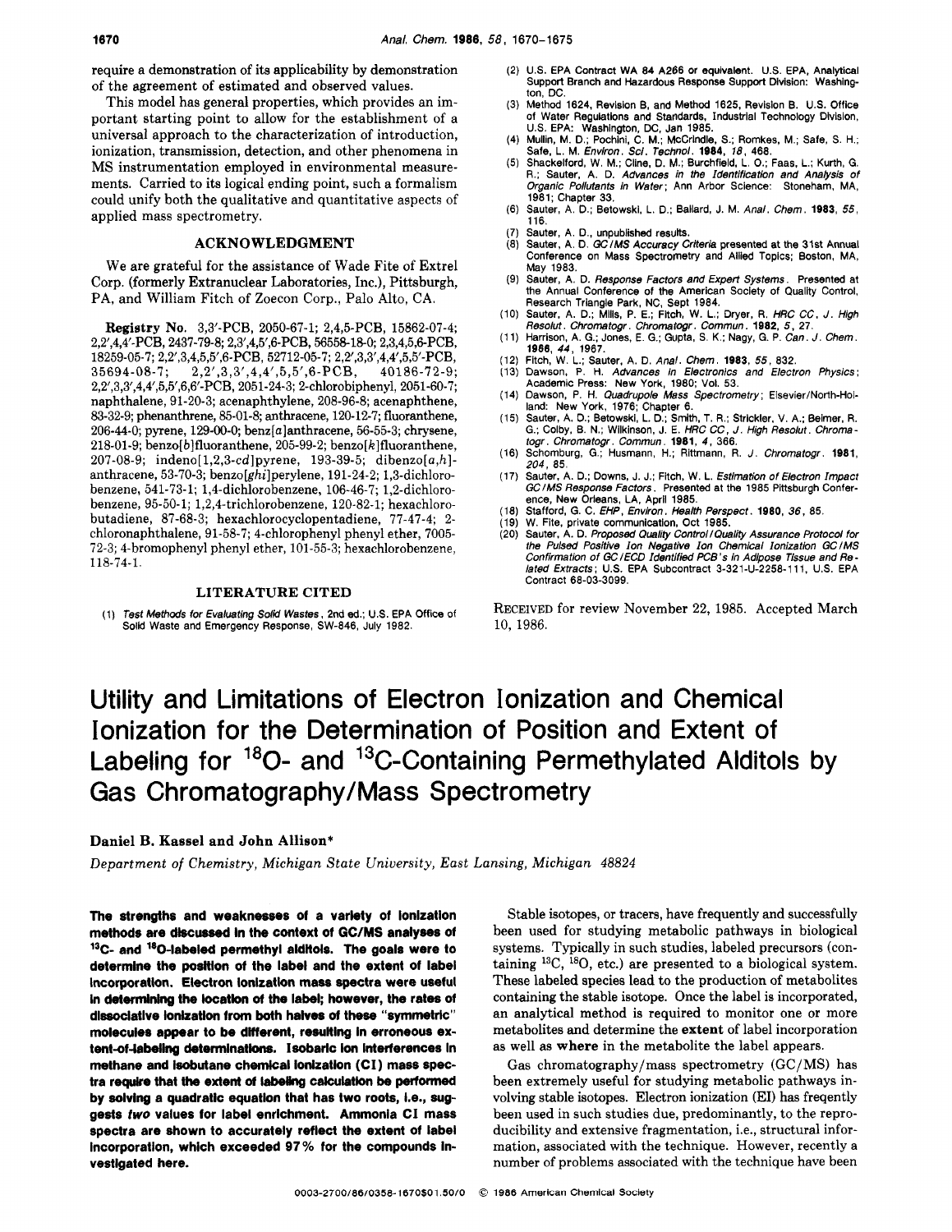require a demonstration of its applicability by demonstration of the agreement of estimated and observed values.

This model has general properties, which provides an important starting point to allow for the establishment of a universal approach to the characterization of introduction, ionization, transmission, detection, and other phenomena in MS instrumentation employed in environmental measurements. Carried to its logical ending point, such a formalism could unify both the qualitative and quantitative aspects of applied mass spectrometry.

## ACKNOWLEDGMENT

We are grateful for the assistance of Wade Fite of Extrel Corp. (formerly Extranuclear Laboratories, Inc.), Pittsburgh, PA, and William Fitch of Zoecon Corp., Palo Alto, CA.

**Registry No.** 3,3′-PCB, 2050-67-1; 2,4,5-PCB, 15862-07-4; 2,2′,4,4′-PCB, 2437-79-8; 2,3′,4,5′,6-PCB, 56558-18-0; 2,3,4,5,6-PCB, 18259-05-7; 2,2′,3,4,5,5′,6-PCB, 52712-05-7; 2,2′,3,3′,4,4′,5,5′-PCB, 35694-08-7; 2,2′,3,3′,4,4′,5,5′,6-PCB, 40186-72-9; 2,2′,3,3′,4,4′,5,5′,6,6′-PCB, 2051-24-3; 2-chlorobiphenyl, 2051-60-7; naphthalene, 91-20-3; acenaphthylene, 208-96-8; acenaphthene, 83-32-9; phenanthrene, 85-01-8; anthracene, 120-12-7; fluoranthene, 206-44-0; pyrene, 129-00-0; benz[a]anthracene, 56-55-3; chrysene, 218-01-9; benzo[b]fluoranthene, 205-99-2; benzo[k]fluoranthene, 207-08-9; indeno[1,2,3-cd]pyrene, 193-39-5; dibenzo[a,h]anthracene, 53-70-3; benzo[ghi]perylene, 191-24-2; 1,3-dichlorobenzene, 541-73-1; 1,4-dichlorobenzene, 106-46-7; 1,2-dichlorobenzene, 95-50-1; 1,2,4-trichlorobenzene, 120-82-1; hexachlorobutadiene, 87-68-3; hexachlorocyclopentadiene, 77-47-4; 2-chloronaphthalene, 91-58-7; 4-chlorophenyl phenyl ether, 7005-72-3; 4-bromophenyl phenyl ether, 101-55-3; hexachlorobenzene, 118-74-1.

## LITERATURE CITED

(1) *Test Methods for Evaluating Solid Wastes*, 2nd ed.; U.S. EPA Office of Solid Waste and Emergency Response, SW-846, July 1982.
(2) U.S. EPA Contract WA 84 A266 or equivalent. U.S. EPA, Analytical Support Branch and Hazardous Response Support Division: Washington, DC.
(3) Method 1624, Revision B, and Method 1625, Revision B. U.S. Office of Water Regulations and Standards, Industrial Technology Division, U.S. EPA: Washington, DC, Jan 1985.
(4) Mullin, M. D.; Pochini, C. M.; McCrindle, S.; Romkes, M.; Safe, S. H.; Safe, L. M. *Environ. Sci. Technol.* **1984**, *18*, 468.
(5) Shackelford, W. M.; Cline, D. M.; Burchfield, L. O.; Faas, L.; Kurth, G. R.; Sauter, A. D. *Advances in the Identification and Analysis of Organic Pollutants in Water*; Ann Arbor Science: Stoneham, MA, 1981; Chapter 33.
(6) Sauter, A. D.; Betowski, L. D.; Ballard, J. M. *Anal. Chem.* **1983**, *55*, 116.
(7) Sauter, A. D., unpublished results.
(8) Sauter, A. D. *GC/MS Accuracy Criteria* presented at the 31st Annual Conference on Mass Spectrometry and Allied Topics; Boston, MA, May 1983.
(9) Sauter, A. D. *Response Factors and Expert Systems*. Presented at the Annual Conference of the American Society of Quality Control, Research Triangle Park, NC, Sept 1984.
(10) Sauter, A. D.; Mills, P. E.; Fitch, W. L.; Dryer, R. *HRC CC, J. High Resolut. Chromatogr. Chromatogr. Commun.* **1982**, *5*, 27.
(11) Harrison, A. G.; Jones, E. G.; Gupta, S. K.; Nagy, G. P. *Can. J. Chem.* **1966**, *44*, 1967.
(12) Fitch, W. L.; Sauter, A. D. *Anal. Chem.* **1983**, *55*, 832.
(13) Dawson, P. H. *Advances in Electronics and Electron Physics*; Academic Press: New York, 1980; Vol. 53.
(14) Dawson, P. H. *Quadrupole Mass Spectrometry*; Elsevier/North-Holland: New York, 1976; Chapter 6.
(15) Sauter, A. D.; Betowski, L. D.; Smith, T. R.; Strickler, V. A.; Beimer, R. G.; Colby, B. N.; Wilkinson, J. E. *HRC CC, J. High Resolut. Chromatogr. Chromatogr. Commun.* **1981**, *4*, 366.
(16) Schomburg, G.; Husmann, H.; Rittmann, R. *J. Chromatogr.* **1981**, *204*, 85.
(17) Sauter, A. D.; Downs, J. J.; Fitch, W. L. *Estimation of Electron Impact GC/MS Response Factors*. Presented at the 1985 Pittsburgh Conference, New Orleans, LA, April 1985.
(18) Stafford, G. C. *EHP, Environ. Health Perspect.* **1980**, *36*, 85.
(19) W. Fite, private communication, Oct 1985.
(20) Sauter, A. D. *Proposed Quality Control/Quality Assurance Protocol for the Pulsed Positive Ion Negative Ion Chemical Ionization GC/MS Confirmation of GC/ECD Identified PCB's in Adipose Tissue and Related Extracts*; U.S. EPA Subcontract 3-321-U-2258-111, U.S. EPA Contract 68-03-3099.

RECEIVED for review November 22, 1985. Accepted March 10, 1986.

# Utility and Limitations of Electron Ionization and Chemical Ionization for the Determination of Position and Extent of Labeling for $^{18}$O- and $^{13}$C-Containing Permethylated Alditols by Gas Chromatography/Mass Spectrometry

**Daniel B. Kassel and John Allison***

*Department of Chemistry, Michigan State University, East Lansing, Michigan 48824*

**The strengths and weaknesses of a variety of ionization methods are discussed in the context of GC/MS analyses of $^{13}$C- and $^{18}$O-labeled permethyl alditols. The goals were to determine the position of the label and the extent of label incorporation. Electron ionization mass spectra were useful in determining the location of the label; however, the rates of dissociative ionization from both halves of these "symmetric" molecules appear to be different, resulting in erroneous extent-of-labeling determinations. Isobaric ion interferences in methane and isobutane chemical ionization (CI) mass spectra require that the extent of labeling calculation be performed by solving a quadratic equation that has two roots, i.e., suggests *two* values for label enrichment. Ammonia CI mass spectra are shown to accurately reflect the extent of label incorporation, which exceeded 97% for the compounds investigated here.**

Stable isotopes, or tracers, have frequently and successfully been used for studying metabolic pathways in biological systems. Typically in such studies, labeled precursors (containing $^{13}$C, $^{18}$O, etc.) are presented to a biological system. These labeled species lead to the production of metabolites containing the stable isotope. Once the label is incorporated, an analytical method is required to monitor one or more metabolites and determine the **extent** of label incorporation as well as **where** in the metabolite the label appears.

Gas chromatography/mass spectrometry (GC/MS) has been extremely useful for studying metabolic pathways involving stable isotopes. Electron ionization (EI) has freqently been used in such studies due, predominantly, to the reproducibility and extensive fragmentation, i.e., structural information, associated with the technique. However, recently a number of problems associated with the technique have been

0003-2700/86/0358-1670$01.50/0 © 1986 American Chemical Society